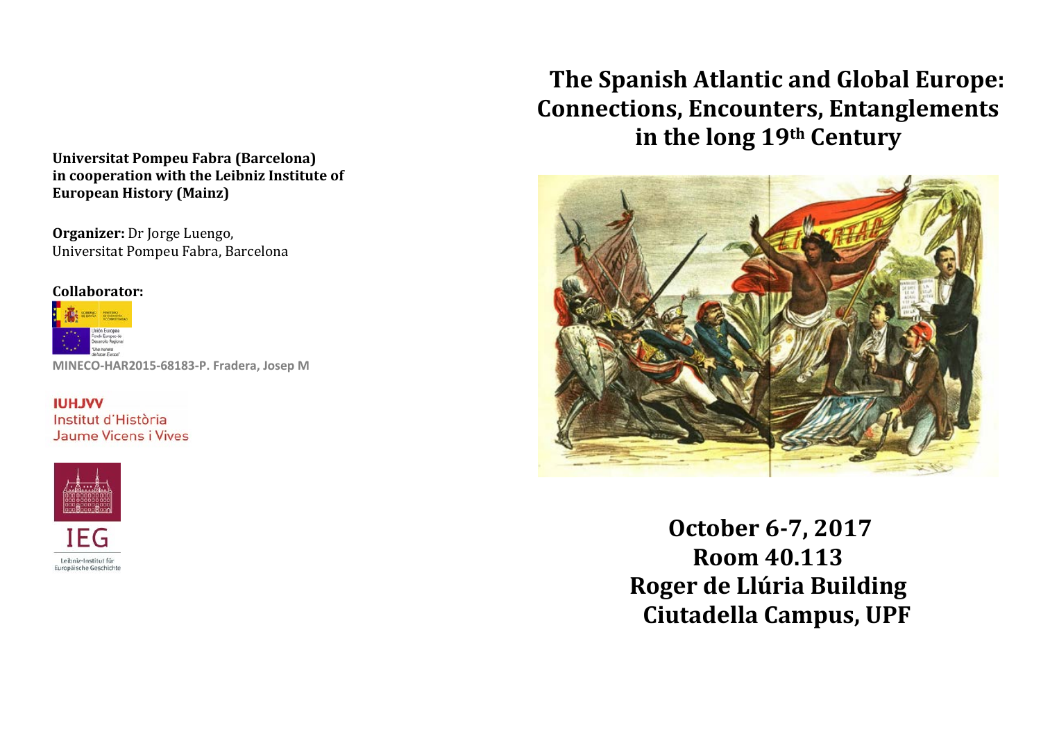**Universitat Pompeu Fabra (Barcelona) in cooperation with the Leibniz Institute of European History (Mainz)**

**Organizer:** Dr Jorge Luengo, Universitat Pompeu Fabra, Barcelona

**Collaborator:**

MINECO-HAR2015-68183-P. Fradera, Josep M

IUHJVV
Institut d'Història Jaume Vicens i Vives

IEG
Leibniz-Institut für Europäische Geschichte

# The Spanish Atlantic and Global Europe: Connections, Encounters, Entanglements in the long 19th Century

**October 6-7, 2017**
**Room 40.113**
**Roger de Llúria Building**
**Ciutadella Campus, UPF**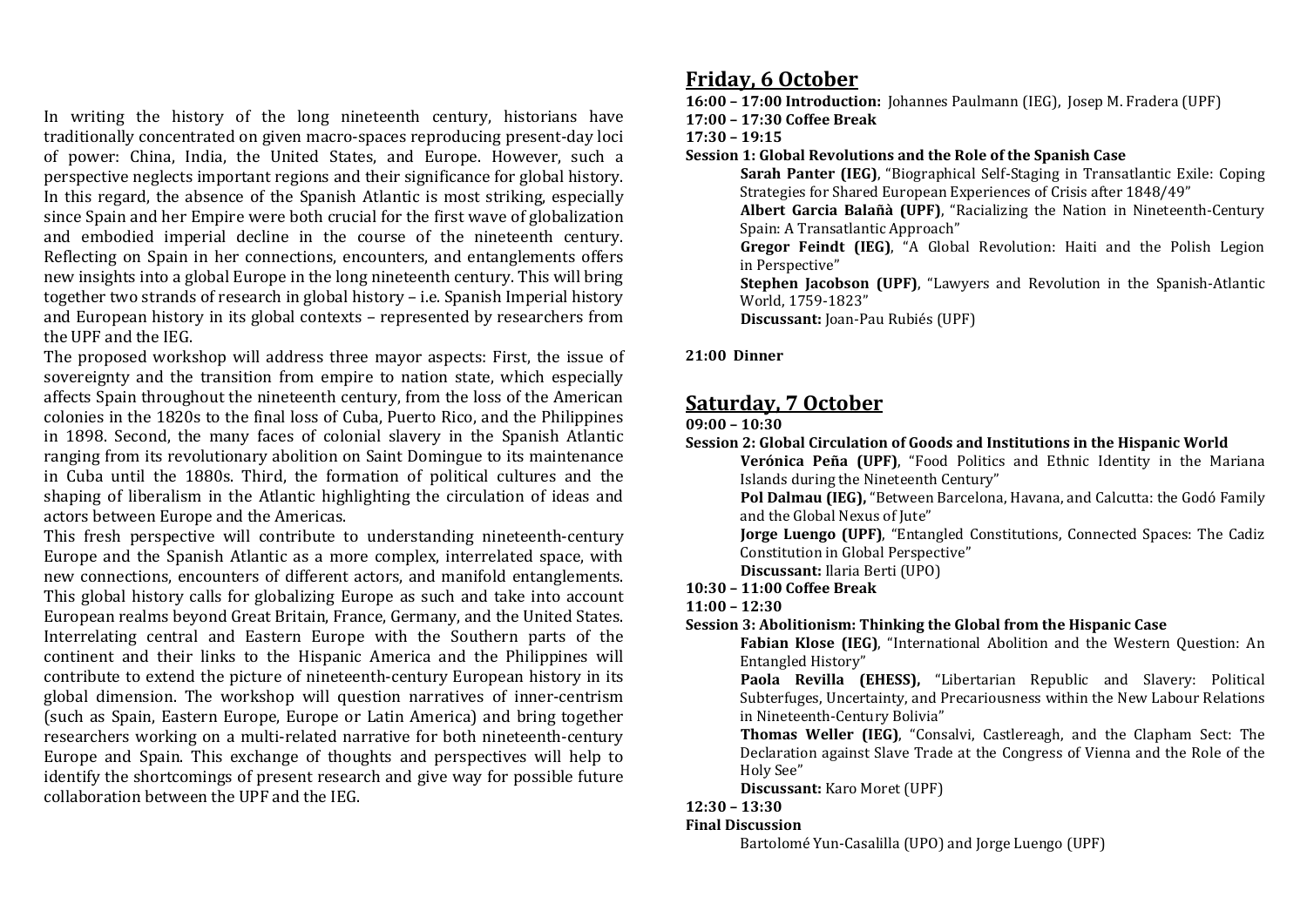In writing the history of the long nineteenth century, historians have traditionally concentrated on given macro-spaces reproducing present-day loci of power: China, India, the United States, and Europe. However, such a perspective neglects important regions and their significance for global history. In this regard, the absence of the Spanish Atlantic is most striking, especially since Spain and her Empire were both crucial for the first wave of globalization and embodied imperial decline in the course of the nineteenth century. Reflecting on Spain in her connections, encounters, and entanglements offers new insights into a global Europe in the long nineteenth century. This will bring together two strands of research in global history – i.e. Spanish Imperial history and European history in its global contexts – represented by researchers from the UPF and the IEG.

The proposed workshop will address three mayor aspects: First, the issue of sovereignty and the transition from empire to nation state, which especially affects Spain throughout the nineteenth century, from the loss of the American colonies in the 1820s to the final loss of Cuba, Puerto Rico, and the Philippines in 1898. Second, the many faces of colonial slavery in the Spanish Atlantic ranging from its revolutionary abolition on Saint Domingue to its maintenance in Cuba until the 1880s. Third, the formation of political cultures and the shaping of liberalism in the Atlantic highlighting the circulation of ideas and actors between Europe and the Americas.

This fresh perspective will contribute to understanding nineteenth-century Europe and the Spanish Atlantic as a more complex, interrelated space, with new connections, encounters of different actors, and manifold entanglements. This global history calls for globalizing Europe as such and take into account European realms beyond Great Britain, France, Germany, and the United States. Interrelating central and Eastern Europe with the Southern parts of the continent and their links to the Hispanic America and the Philippines will contribute to extend the picture of nineteenth-century European history in its global dimension. The workshop will question narratives of inner-centrism (such as Spain, Eastern Europe, Europe or Latin America) and bring together researchers working on a multi-related narrative for both nineteenth-century Europe and Spain. This exchange of thoughts and perspectives will help to identify the shortcomings of present research and give way for possible future collaboration between the UPF and the IEG.

## Friday, 6 October

**16:00 – 17:00 Introduction:** Johannes Paulmann (IEG), Josep M. Fradera (UPF)

**17:00 – 17:30 Coffee Break**

**17:30 – 19:15**

**Session 1: Global Revolutions and the Role of the Spanish Case**

**Sarah Panter (IEG)**, "Biographical Self-Staging in Transatlantic Exile: Coping Strategies for Shared European Experiences of Crisis after 1848/49"

**Albert Garcia Balañà (UPF)**, "Racializing the Nation in Nineteenth-Century Spain: A Transatlantic Approach"

**Gregor Feindt (IEG)**, "A Global Revolution: Haiti and the Polish Legion in Perspective"

**Stephen Jacobson (UPF)**, "Lawyers and Revolution in the Spanish-Atlantic World, 1759-1823"

**Discussant:** Joan-Pau Rubiés (UPF)

**21:00 Dinner**

## Saturday, 7 October

**09:00 – 10:30**

**Session 2: Global Circulation of Goods and Institutions in the Hispanic World**

**Verónica Peña (UPF)**, "Food Politics and Ethnic Identity in the Mariana Islands during the Nineteenth Century"

**Pol Dalmau (IEG),** "Between Barcelona, Havana, and Calcutta: the Godó Family and the Global Nexus of Jute"

**Jorge Luengo (UPF)**, "Entangled Constitutions, Connected Spaces: The Cadiz Constitution in Global Perspective"

**Discussant:** Ilaria Berti (UPO)

**10:30 – 11:00 Coffee Break**

**11:00 – 12:30**

**Session 3: Abolitionism: Thinking the Global from the Hispanic Case**

**Fabian Klose (IEG)**, "International Abolition and the Western Question: An Entangled History"

**Paola Revilla (EHESS),** "Libertarian Republic and Slavery: Political Subterfuges, Uncertainty, and Precariousness within the New Labour Relations in Nineteenth-Century Bolivia"

**Thomas Weller (IEG)**, "Consalvi, Castlereagh, and the Clapham Sect: The Declaration against Slave Trade at the Congress of Vienna and the Role of the Holy See"

**Discussant:** Karo Moret (UPF)

**12:30 – 13:30**

**Final Discussion**

Bartolomé Yun-Casalilla (UPO) and Jorge Luengo (UPF)